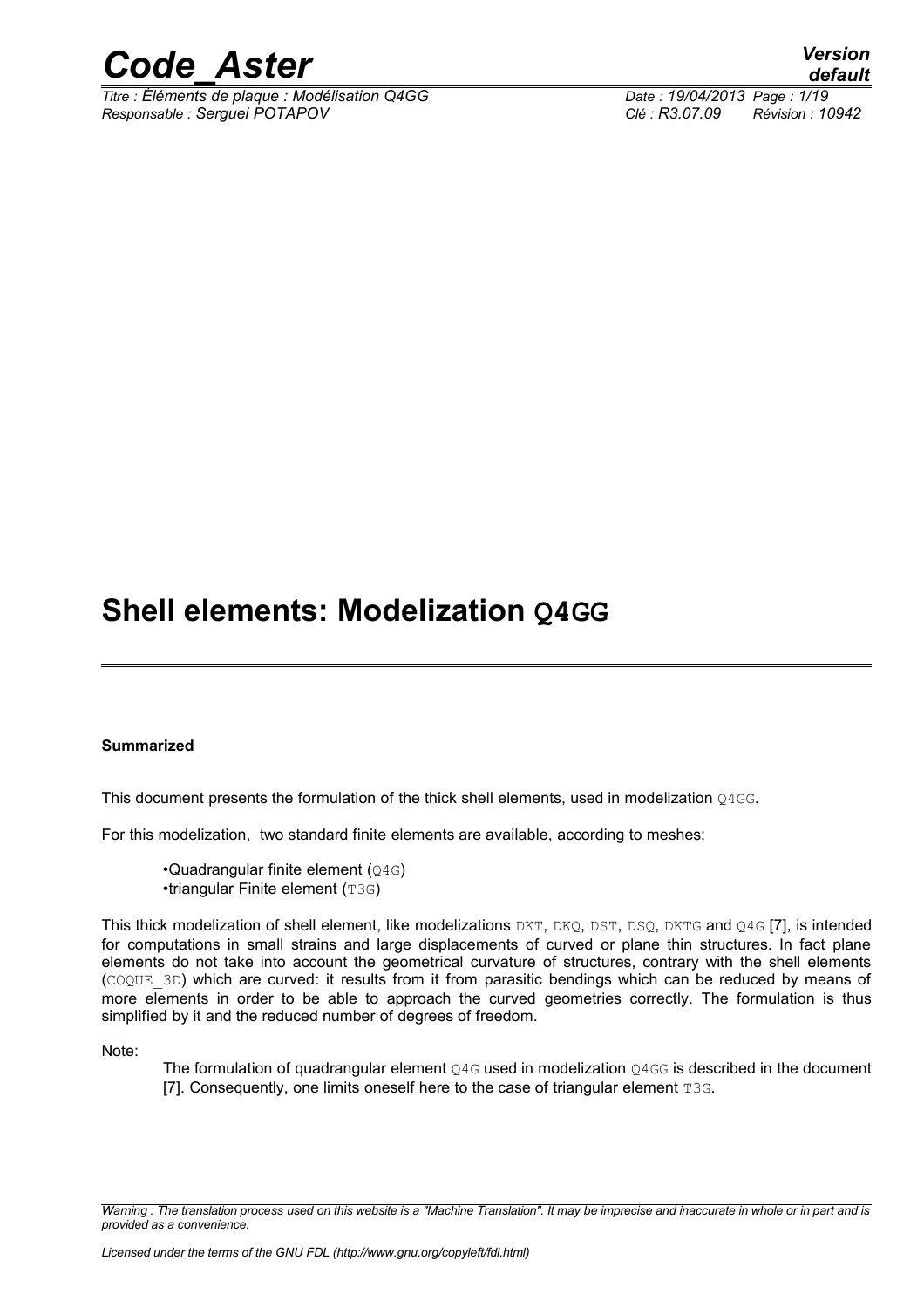# Shell elements: Modelization Q4GG

**Summarized**

This document presents the formulation of the thick shell elements, used in modelization Q4GG.

For this modelization, two standard finite elements are available, according to meshes:

- Quadrangular finite element (Q4G)
- triangular Finite element (T3G)

This thick modelization of shell element, like modelizations DKT, DKQ, DST, DSQ, DKTG and Q4G [7], is intended for computations in small strains and large displacements of curved or plane thin structures. In fact plane elements do not take into account the geometrical curvature of structures, contrary with the shell elements (COQUE_3D) which are curved: it results from it from parasitic bendings which can be reduced by means of more elements in order to be able to approach the curved geometries correctly. The formulation is thus simplified by it and the reduced number of degrees of freedom.

Note:

The formulation of quadrangular element Q4G used in modelization Q4GG is described in the document [7]. Consequently, one limits oneself here to the case of triangular element T3G.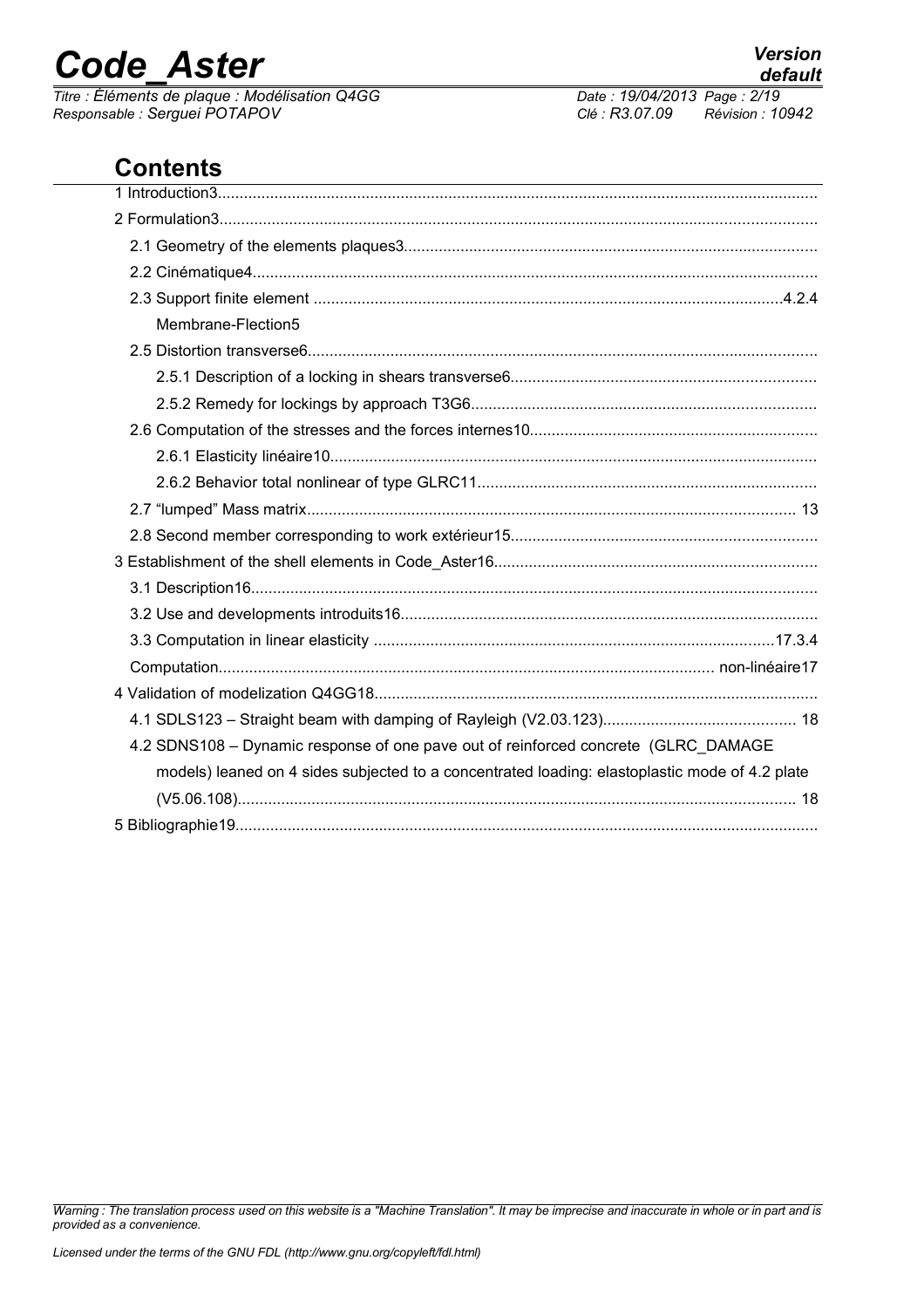## Contents

1 Introduction3

2 Formulation3

2.1 Geometry of the elements plaques3

2.2 Cinématique4

2.3 Support finite element .4.2.4

Membrane-Flection5

2.5 Distortion transverse6

2.5.1 Description of a locking in shears transverse6

2.5.2 Remedy for lockings by approach T3G6

2.6 Computation of the stresses and the forces internes10

2.6.1 Elasticity linéaire10

2.6.2 Behavior total nonlinear of type GLRC11

2.7 “lumped” Mass matrix 13

2.8 Second member corresponding to work extérieur15

3 Establishment of the shell elements in Code_Aster16

3.1 Description16

3.2 Use and developments introduits16

3.3 Computation in linear elasticity .17.3.4

Computation non-linéaire17

4 Validation of modelization Q4GG18

4.1 SDLS123 – Straight beam with damping of Rayleigh (V2.03.123) 18

4.2 SDNS108 – Dynamic response of one pave out of reinforced concrete (GLRC_DAMAGE models) leaned on 4 sides subjected to a concentrated loading: elastoplastic mode of 4.2 plate (V5.06.108) 18

5 Bibliographie19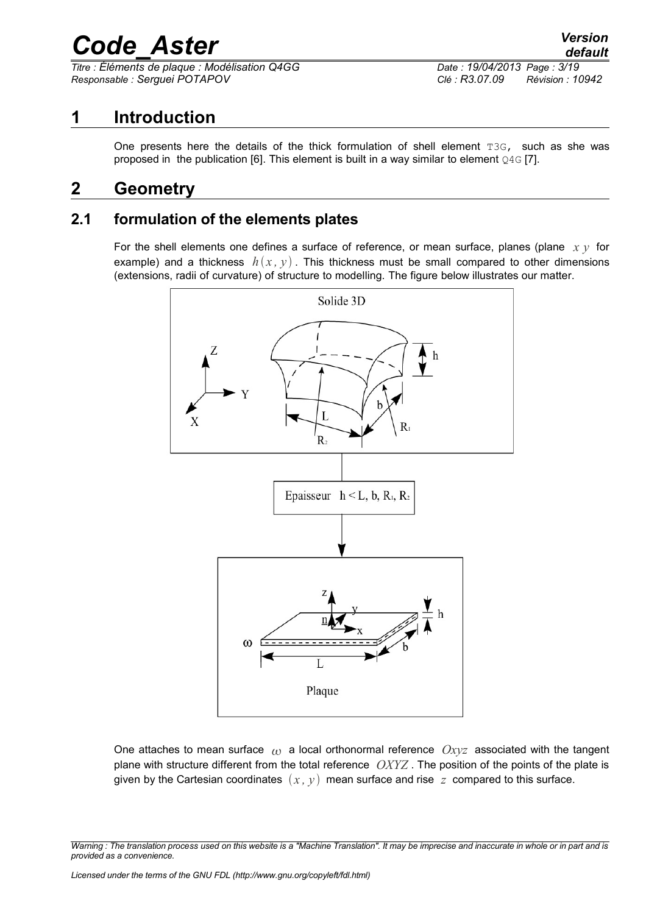# 1 Introduction

One presents here the details of the thick formulation of shell element `T3G`, such as she was proposed in the publication [6]. This element is built in a way similar to element `Q4G` [7].

# 2 Geometry

## 2.1 formulation of the elements plates

For the shell elements one defines a surface of reference, or mean surface, planes (plane $x\,y$ for example) and a thickness $h(x,y)$. This thickness must be small compared to other dimensions (extensions, radii of curvature) of structure to modelling. The figure below illustrates our matter.

One attaches to mean surface $\omega$ a local orthonormal reference $Oxyz$ associated with the tangent plane with structure different from the total reference $OXYZ$. The position of the points of the plate is given by the Cartesian coordinates $(x,y)$ mean surface and rise $z$ compared to this surface.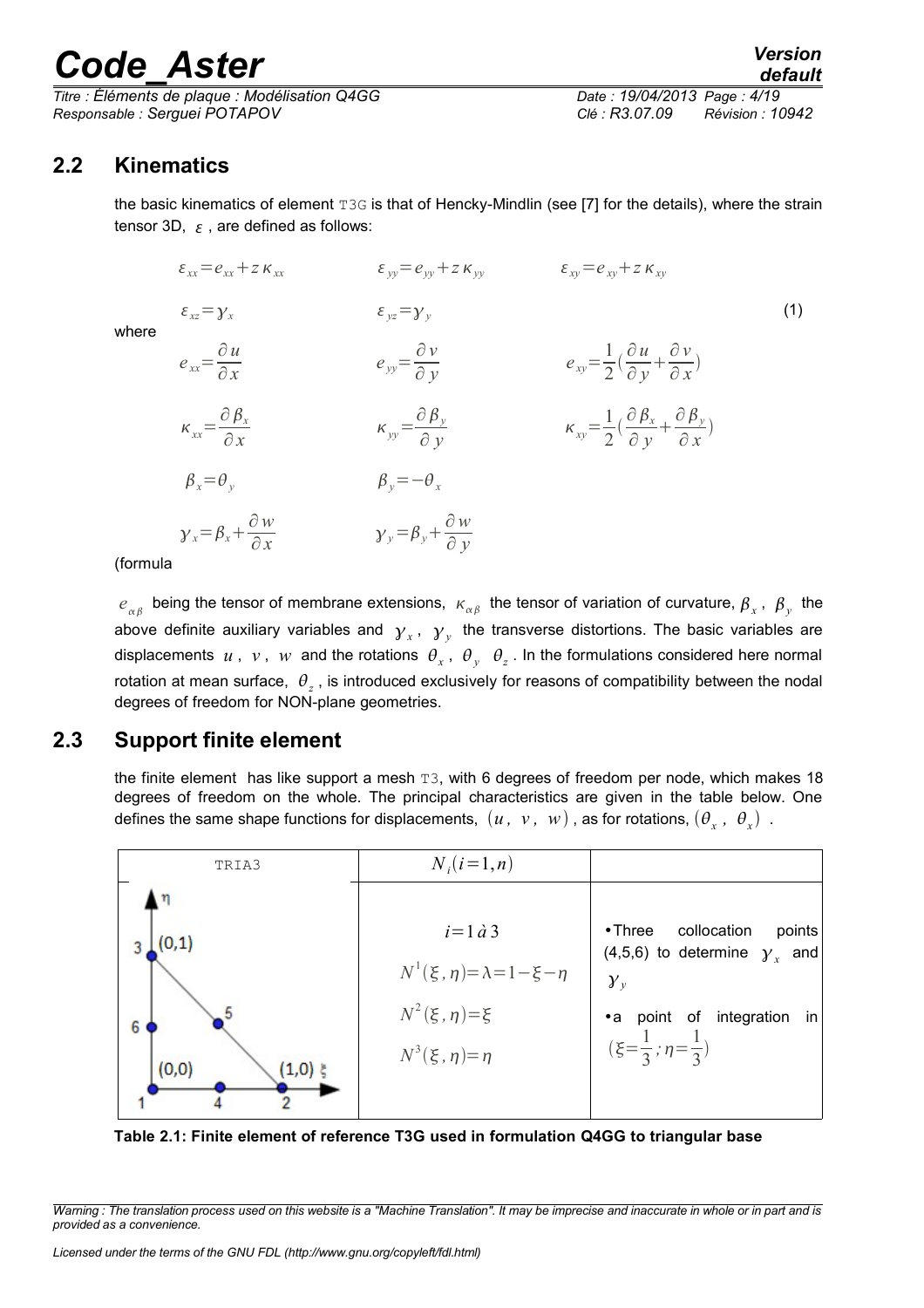## 2.2 Kinematics

the basic kinematics of element T3G is that of Hencky-Mindlin (see [7] for the details), where the strain tensor 3D, $\varepsilon$ , are defined as follows:

$$\varepsilon_{xx}=e_{xx}+z\,\kappa_{xx} \qquad \varepsilon_{yy}=e_{yy}+z\,\kappa_{yy} \qquad \varepsilon_{xy}=e_{xy}+z\,\kappa_{xy}$$

$$\varepsilon_{xz}=\gamma_x \qquad \varepsilon_{yz}=\gamma_y \tag{1}$$

where

$$e_{xx}=\frac{\partial u}{\partial x} \qquad e_{yy}=\frac{\partial v}{\partial y} \qquad e_{xy}=\frac{1}{2}\left(\frac{\partial u}{\partial y}+\frac{\partial v}{\partial x}\right)$$

$$\kappa_{xx}=\frac{\partial \beta_x}{\partial x} \qquad \kappa_{yy}=\frac{\partial \beta_y}{\partial y} \qquad \kappa_{xy}=\frac{1}{2}\left(\frac{\partial \beta_x}{\partial y}+\frac{\partial \beta_y}{\partial x}\right)$$

$$\beta_x=\theta_y \qquad \beta_y=-\theta_x$$

$$\gamma_x=\beta_x+\frac{\partial w}{\partial x} \qquad \gamma_y=\beta_y+\frac{\partial w}{\partial y}$$

(formula

$e_{\alpha\beta}$ being the tensor of membrane extensions, $\kappa_{\alpha\beta}$ the tensor of variation of curvature, $\beta_x$ , $\beta_y$ the above definite auxiliary variables and $\gamma_x$ , $\gamma_y$ the transverse distortions. The basic variables are displacements $u$ , $v$ , $w$ and the rotations $\theta_x$ , $\theta_y$ $\theta_z$ . In the formulations considered here normal rotation at mean surface, $\theta_z$ , is introduced exclusively for reasons of compatibility between the nodal degrees of freedom for NON-plane geometries.

## 2.3 Support finite element

the finite element has like support a mesh T3, with 6 degrees of freedom per node, which makes 18 degrees of freedom on the whole. The principal characteristics are given in the table below. One defines the same shape functions for displacements, $(u,\ v,\ w)$ , as for rotations, $(\theta_x\ ,\ \theta_x)$ .

| TRIA3 | $N_i(i=1,n)$ | |
|---|---|---|
| Nodes: 1 (0,0), 2 (1,0), 3 (0,1); mid-side points 4, 5, 6; axes $\xi$, $\eta$ | $i=1\ à\ 3$ <br> $N^1(\xi,\eta)=\lambda=1-\xi-\eta$ <br> $N^2(\xi,\eta)=\xi$ <br> $N^3(\xi,\eta)=\eta$ | • Three collocation points (4,5,6) to determine $\gamma_x$ and $\gamma_y$ <br> • a point of integration in $(\xi=\frac{1}{3};\eta=\frac{1}{3})$ |

**Table 2.1: Finite element of reference T3G used in formulation Q4GG to triangular base**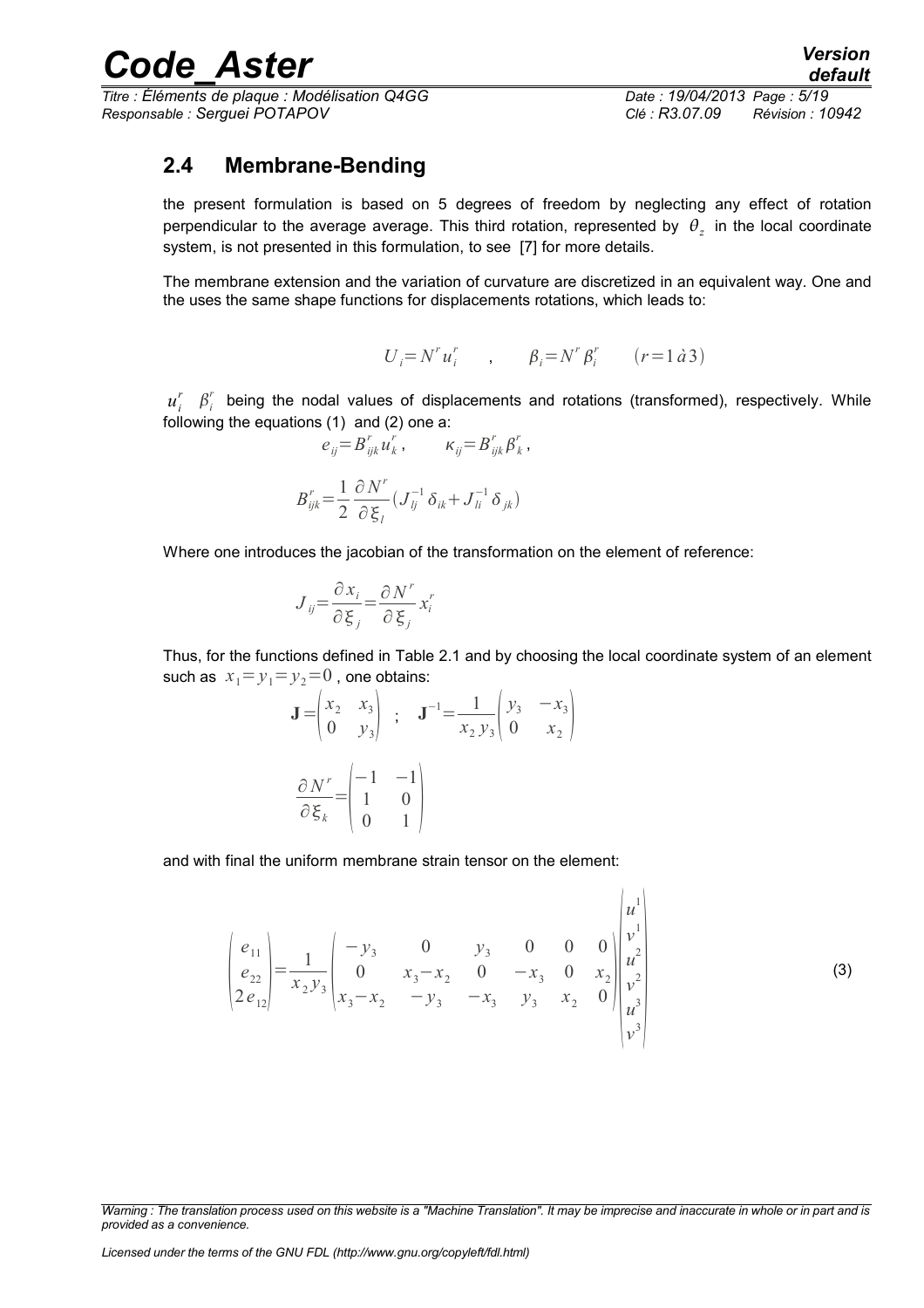## 2.4 Membrane-Bending

the present formulation is based on 5 degrees of freedom by neglecting any effect of rotation perpendicular to the average average. This third rotation, represented by $\theta_z$ in the local coordinate system, is not presented in this formulation, to see [7] for more details.

The membrane extension and the variation of curvature are discretized in an equivalent way. One and the uses the same shape functions for displacements rotations, which leads to:

$$U_i = N^r u_i^r \qquad , \qquad \beta_i = N^r \beta_i^r \qquad (r = 1\,\grave{a}\,3)$$

$u_i^r$ $\beta_i^r$ being the nodal values of displacements and rotations (transformed), respectively. While following the equations (1) and (2) one a:

$$e_{ij} = B_{ijk}^r u_k^r , \qquad \kappa_{ij} = B_{ijk}^r \beta_k^r ,$$

$$B_{ijk}^r = \frac{1}{2} \frac{\partial N^r}{\partial \xi_l} \left( J_{lj}^{-1} \delta_{ik} + J_{li}^{-1} \delta_{jk} \right)$$

Where one introduces the jacobian of the transformation on the element of reference:

$$J_{ij} = \frac{\partial x_i}{\partial \xi_j} = \frac{\partial N^r}{\partial \xi_j} x_i^r$$

Thus, for the functions defined in Table 2.1 and by choosing the local coordinate system of an element such as $x_1 = y_1 = y_2 = 0$ , one obtains:

$$\mathbf{J} = \begin{pmatrix} x_2 & x_3 \\ 0 & y_3 \end{pmatrix} \quad ; \quad \mathbf{J}^{-1} = \frac{1}{x_2 y_3} \begin{pmatrix} y_3 & -x_3 \\ 0 & x_2 \end{pmatrix}$$

$$\frac{\partial N^r}{\partial \xi_k} = \begin{pmatrix} -1 & -1 \\ 1 & 0 \\ 0 & 1 \end{pmatrix}$$

and with final the uniform membrane strain tensor on the element:

$$\begin{pmatrix} e_{11} \\ e_{22} \\ 2 e_{12} \end{pmatrix} = \frac{1}{x_2 y_3} \begin{pmatrix} -y_3 & 0 & y_3 & 0 & 0 & 0 \\ 0 & x_3 - x_2 & 0 & -x_3 & 0 & x_2 \\ x_3 - x_2 & -y_3 & -x_3 & y_3 & x_2 & 0 \end{pmatrix} \begin{pmatrix} u^1 \\ v^1 \\ u^2 \\ v^2 \\ u^3 \\ v^3 \end{pmatrix} \qquad (3)$$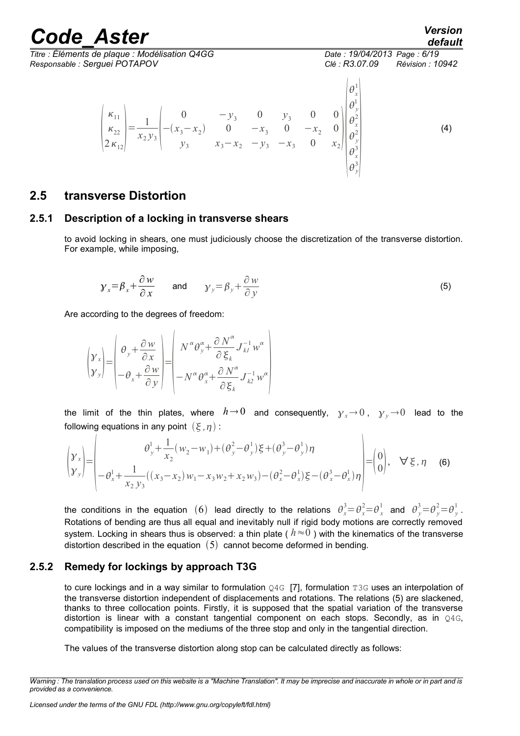$$\begin{pmatrix} \kappa_{11} \\ \kappa_{22} \\ 2\kappa_{12} \end{pmatrix} = \frac{1}{x_2 y_3} \begin{pmatrix} 0 & -y_3 & 0 & y_3 & 0 & 0 \\ -(x_3-x_2) & 0 & -x_3 & 0 & -x_2 & 0 \\ y_3 & x_3-x_2 & -y_3 & -x_3 & 0 & x_2 \end{pmatrix} \begin{pmatrix} \theta_x^1 \\ \theta_y^1 \\ \theta_x^2 \\ \theta_y^2 \\ \theta_x^3 \\ \theta_y^3 \end{pmatrix} \quad (4)$$

## 2.5 transverse Distortion

### 2.5.1 Description of a locking in transverse shears

to avoid locking in shears, one must judiciously choose the discretization of the transverse distortion. For example, while imposing,

$$\gamma_x = \beta_x + \frac{\partial w}{\partial x} \quad \text{and} \quad \gamma_y = \beta_y + \frac{\partial w}{\partial y} \quad (5)$$

Are according to the degrees of freedom:

$$\begin{pmatrix} \gamma_x \\ \gamma_y \end{pmatrix} = \begin{pmatrix} \theta_y + \dfrac{\partial w}{\partial x} \\ -\theta_x + \dfrac{\partial w}{\partial y} \end{pmatrix} = \begin{pmatrix} N^\alpha \theta_y^\alpha + \dfrac{\partial N^\alpha}{\partial \xi_k} J_{k1}^{-1} w^\alpha \\ -N^\alpha \theta_x^\alpha + \dfrac{\partial N^\alpha}{\partial \xi_k} J_{k2}^{-1} w^\alpha \end{pmatrix}$$

the limit of the thin plates, where $h \to 0$ and consequently, $\gamma_x \to 0$, $\gamma_y \to 0$ lead to the following equations in any point $(\xi, \eta)$:

$$\begin{pmatrix} \gamma_x \\ \gamma_y \end{pmatrix} = \begin{pmatrix} \theta_y^1 + \dfrac{1}{x_2}(w_2 - w_1) + (\theta_y^2 - \theta_y^1)\xi + (\theta_y^3 - \theta_y^1)\eta \\ -\theta_x^1 + \dfrac{1}{x_2 y_3}((x_3 - x_2) w_1 - x_3 w_2 + x_2 w_3) - (\theta_x^2 - \theta_x^1)\xi - (\theta_x^3 - \theta_x^1)\eta \end{pmatrix} = \begin{pmatrix} 0 \\ 0 \end{pmatrix}, \quad \forall \xi, \eta \quad (6)$$

the conditions in the equation $(6)$ lead directly to the relations $\theta_x^3 = \theta_x^2 = \theta_x^1$ and $\theta_y^3 = \theta_y^2 = \theta_y^1$. Rotations of bending are thus all equal and inevitably null if rigid body motions are correctly removed system. Locking in shears thus is observed: a thin plate ( $h \approx 0$ ) with the kinematics of the transverse distortion described in the equation $(5)$ cannot become deformed in bending.

### 2.5.2 Remedy for lockings by approach T3G

to cure lockings and in a way similar to formulation `Q4G` [7], formulation `T3G` uses an interpolation of the transverse distortion independent of displacements and rotations. The relations (5) are slackened, thanks to three collocation points. Firstly, it is supposed that the spatial variation of the transverse distortion is linear with a constant tangential component on each stops. Secondly, as in `Q4G`, compatibility is imposed on the mediums of the three stop and only in the tangential direction.

The values of the transverse distortion along stop can be calculated directly as follows: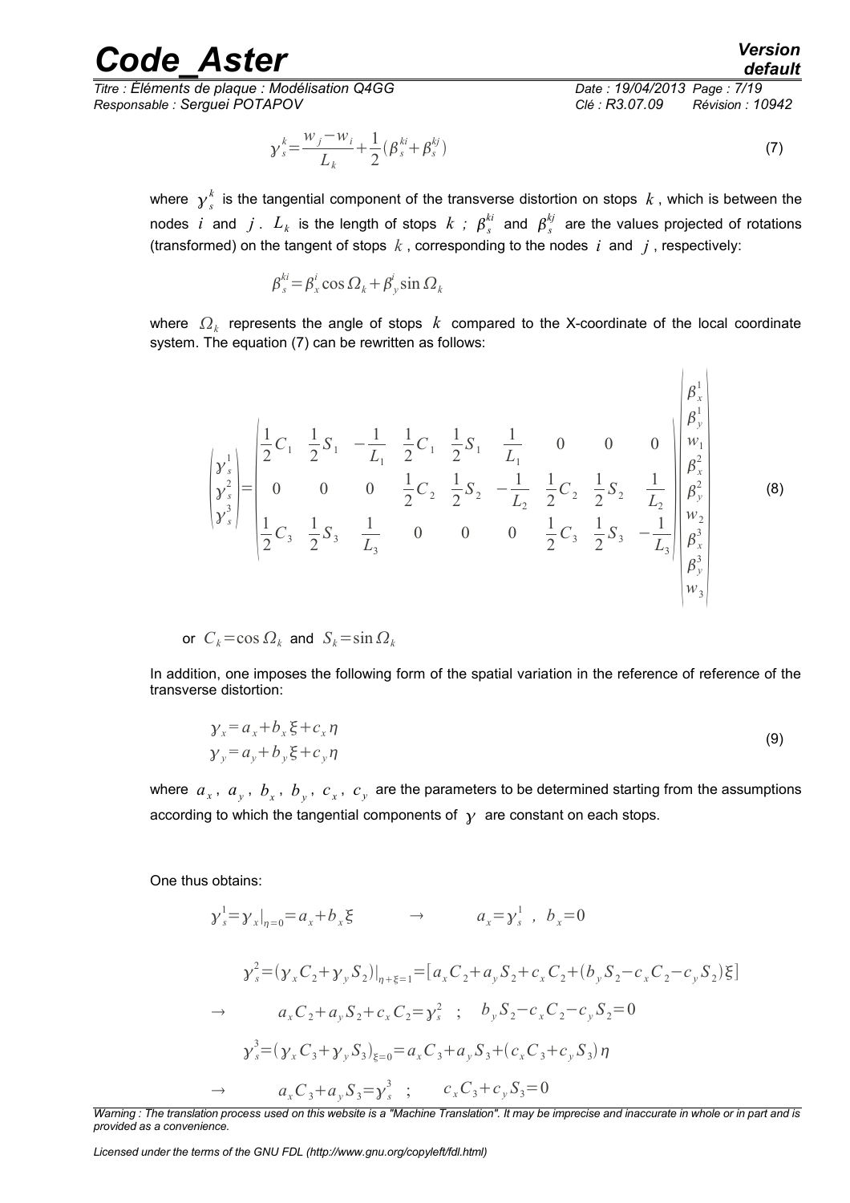$$\gamma_s^k = \frac{w_j - w_i}{L_k} + \frac{1}{2}(\beta_s^{ki} + \beta_s^{kj}) \tag{7}$$

where $\gamma_s^k$ is the tangential component of the transverse distortion on stops $k$, which is between the nodes $i$ and $j$. $L_k$ is the length of stops $k$ ; $\beta_s^{ki}$ and $\beta_s^{kj}$ are the values projected of rotations (transformed) on the tangent of stops $k$, corresponding to the nodes $i$ and $j$, respectively:

$$\beta_s^{ki} = \beta_x^i \cos\Omega_k + \beta_y^i \sin\Omega_k$$

where $\Omega_k$ represents the angle of stops $k$ compared to the X-coordinate of the local coordinate system. The equation (7) can be rewritten as follows:

$$\begin{Bmatrix} \gamma_s^1 \\ \gamma_s^2 \\ \gamma_s^3 \end{Bmatrix} = \begin{bmatrix} \frac{1}{2}C_1 & \frac{1}{2}S_1 & -\frac{1}{L_1} & \frac{1}{2}C_1 & \frac{1}{2}S_1 & \frac{1}{L_1} & 0 & 0 & 0 \\ 0 & 0 & 0 & \frac{1}{2}C_2 & \frac{1}{2}S_2 & -\frac{1}{L_2} & \frac{1}{2}C_2 & \frac{1}{2}S_2 & \frac{1}{L_2} \\ \frac{1}{2}C_3 & \frac{1}{2}S_3 & \frac{1}{L_3} & 0 & 0 & 0 & \frac{1}{2}C_3 & \frac{1}{2}S_3 & -\frac{1}{L_3} \end{bmatrix} \begin{Bmatrix} \beta_x^1 \\ \beta_y^1 \\ w_1 \\ \beta_x^2 \\ \beta_y^2 \\ w_2 \\ \beta_x^3 \\ \beta_y^3 \\ w_3 \end{Bmatrix} \tag{8}$$

or $C_k = \cos\Omega_k$ and $S_k = \sin\Omega_k$

In addition, one imposes the following form of the spatial variation in the reference of reference of the transverse distortion:

$$\begin{aligned} \gamma_x &= a_x + b_x \xi + c_x \eta \\ \gamma_y &= a_y + b_y \xi + c_y \eta \end{aligned} \tag{9}$$

where $a_x$, $a_y$, $b_x$, $b_y$, $c_x$, $c_y$ are the parameters to be determined starting from the assumptions according to which the tangential components of $\gamma$ are constant on each stops.

One thus obtains:

$$\gamma_s^1 = \gamma_x|_{\eta=0} = a_x + b_x \xi \qquad \rightarrow \qquad a_x = \gamma_s^1 \ , \ b_x = 0$$

$$\gamma_s^2 = (\gamma_x C_2 + \gamma_y S_2)|_{\eta+\xi=1} = [a_x C_2 + a_y S_2 + c_x C_2 + (b_y S_2 - c_x C_2 - c_y S_2)\xi]$$

$$\rightarrow \qquad a_x C_2 + a_y S_2 + c_x C_2 = \gamma_s^2 \quad ; \quad b_y S_2 - c_x C_2 - c_y S_2 = 0$$

$$\gamma_s^3 = (\gamma_x C_3 + \gamma_y S_3)_{\xi=0} = a_x C_3 + a_y S_3 + (c_x C_3 + c_y S_3)\eta$$

$$\rightarrow \qquad a_x C_3 + a_y S_3 = \gamma_s^3 \quad ; \qquad c_x C_3 + c_y S_3 = 0$$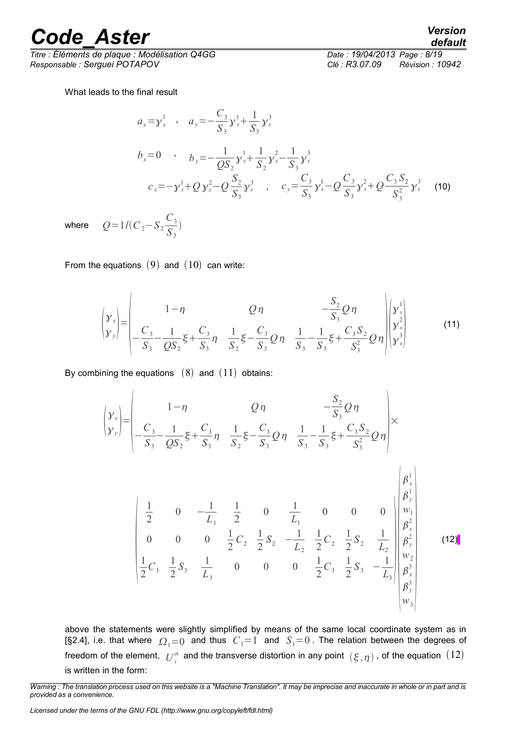What leads to the final result

$$a_x = \gamma_s^1 \quad , \quad a_y = -\frac{C_3}{S_3}\gamma_s^1 + \frac{1}{S_3}\gamma_s^3$$

$$b_x = 0 \quad , \quad b_y = -\frac{1}{QS_2}\gamma_s^1 + \frac{1}{S_2}\gamma_s^2 - \frac{1}{S_3}\gamma_s^3$$

$$c_x = -\gamma_s^1 + Q\gamma_s^2 - Q\frac{S_2}{S_3}\gamma_s^3 \quad , \quad c_y = \frac{C_3}{S_3}\gamma_s^1 - Q\frac{C_3}{S_3}\gamma_s^2 + Q\frac{C_3 S_2}{S_3^2}\gamma_s^3 \qquad (10)$$

where $Q = 1/(C_2 - S_2 \frac{C_3}{S_3})$

From the equations $(9)$ and $(10)$ can write:

$$\begin{pmatrix}\gamma_x\\ \gamma_y\end{pmatrix} = \begin{pmatrix} 1-\eta & Q\eta & -\frac{S_2}{S_3}Q\eta \\ -\frac{C_3}{S_3} - \frac{1}{QS_2}\xi + \frac{C_3}{S_3}\eta & \frac{1}{S_2}\xi - \frac{C_3}{S_3}Q\eta & \frac{1}{S_3} - \frac{1}{S_3}\xi + \frac{C_3 S_2}{S_3^2}Q\eta \end{pmatrix} \begin{pmatrix}\gamma_s^1\\ \gamma_s^2\\ \gamma_s^3\end{pmatrix} \qquad (11)$$

By combining the equations $(8)$ and $(11)$ obtains:

$$\begin{pmatrix}\gamma_x\\ \gamma_y\end{pmatrix} = \begin{pmatrix} 1-\eta & Q\eta & -\frac{S_2}{S_3}Q\eta \\ -\frac{C_3}{S_3} - \frac{1}{QS_2}\xi + \frac{C_3}{S_3}\eta & \frac{1}{S_2}\xi - \frac{C_3}{S_3}Q\eta & \frac{1}{S_3} - \frac{1}{S_3}\xi + \frac{C_3 S_2}{S_3^2}Q\eta \end{pmatrix} \times$$

$$\begin{pmatrix} \frac{1}{2} & 0 & -\frac{1}{L_1} & \frac{1}{2} & 0 & \frac{1}{L_1} & 0 & 0 & 0 \\ 0 & 0 & 0 & \frac{1}{2}C_2 & \frac{1}{2}S_2 & -\frac{1}{L_2} & \frac{1}{2}C_2 & \frac{1}{2}S_2 & \frac{1}{L_2} \\ \frac{1}{2}C_3 & \frac{1}{2}S_3 & \frac{1}{L_3} & 0 & 0 & 0 & \frac{1}{2}C_3 & \frac{1}{2}S_3 & -\frac{1}{L_3} \end{pmatrix} \begin{pmatrix}\beta_x^1\\ \beta_y^1\\ w_1\\ \beta_x^2\\ \beta_y^2\\ w_2\\ \beta_x^3\\ \beta_y^3\\ w_3\end{pmatrix} \qquad (12)$$

above the statements were slightly simplified by means of the same local coordinate system as in [§2.4], i.e. that where $\Omega_1 = 0$ and thus $C_1 = 1$ and $S_1 = 0$. The relation between the degrees of freedom of the element, $U_i^\alpha$ and the transverse distortion in any point $(\xi, \eta)$, of the equation $(12)$ is written in the form: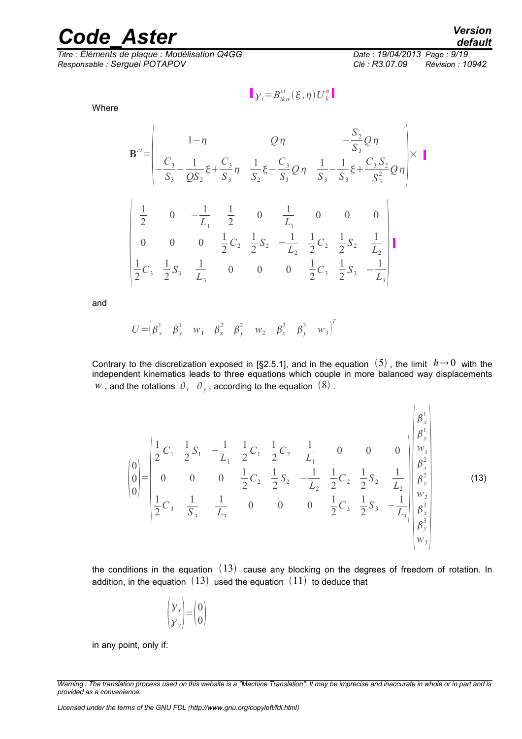$$\gamma_i = B^{ct}_{ik\alpha}(\xi,\eta)\, U^{\alpha}_{k}$$

Where

$$\mathbf{B}^{ct} = \begin{pmatrix} 1-\eta & Q\eta & -\dfrac{S_2}{S_3}Q\eta \\ -\dfrac{C_3}{S_3} - \dfrac{1}{QS_2}\xi + \dfrac{C_3}{S_3}\eta & \dfrac{1}{S_2}\xi - \dfrac{C_3}{S_3}Q\eta & \dfrac{1}{S_3} - \dfrac{1}{S_3}\xi + \dfrac{C_3 S_2}{S_3^2}Q\eta \end{pmatrix} \times$$

$$\begin{pmatrix} \dfrac{1}{2} & 0 & -\dfrac{1}{L_1} & \dfrac{1}{2} & 0 & \dfrac{1}{L_1} & 0 & 0 & 0 \\ 0 & 0 & 0 & \dfrac{1}{2}C_2 & \dfrac{1}{2}S_2 & -\dfrac{1}{L_2} & \dfrac{1}{2}C_2 & \dfrac{1}{2}S_2 & \dfrac{1}{L_2} \\ \dfrac{1}{2}C_3 & \dfrac{1}{2}S_3 & \dfrac{1}{L_3} & 0 & 0 & 0 & \dfrac{1}{2}C_3 & \dfrac{1}{2}S_3 & -\dfrac{1}{L_3} \end{pmatrix}$$

and

$$U = \begin{pmatrix} \beta^1_x & \beta^1_y & w_1 & \beta^2_x & \beta^2_y & w_2 & \beta^3_x & \beta^3_y & w_3 \end{pmatrix}^T$$

Contrary to the discretization exposed in [§2.5.1], and in the equation $(5)$, the limit $h \to 0$ with the independent kinematics leads to three equations which couple in more balanced way displacements $w$, and the rotations $\theta_x \ \ \theta_y$, according to the equation $(8)$.

$$\begin{pmatrix} 0 \\ 0 \\ 0 \end{pmatrix} = \begin{pmatrix} \dfrac{1}{2}C_1 & \dfrac{1}{2}S_1 & -\dfrac{1}{L_1} & \dfrac{1}{2}C_1 & \dfrac{1}{2}C_2 & \dfrac{1}{L_1} & 0 & 0 & 0 \\ 0 & 0 & 0 & \dfrac{1}{2}C_2 & \dfrac{1}{2}S_2 & -\dfrac{1}{L_2} & \dfrac{1}{2}C_2 & \dfrac{1}{2}S_2 & \dfrac{1}{L_2} \\ \dfrac{1}{2}C_3 & \dfrac{1}{S_3} & \dfrac{1}{L_3} & 0 & 0 & 0 & \dfrac{1}{2}C_3 & \dfrac{1}{2}S_3 & -\dfrac{1}{L_3} \end{pmatrix} \begin{pmatrix} \beta^1_x \\ \beta^1_y \\ w_1 \\ \beta^2_x \\ \beta^2_y \\ w_2 \\ \beta^3_x \\ \beta^3_y \\ w_3 \end{pmatrix} \qquad (13)$$

the conditions in the equation $(13)$ cause any blocking on the degrees of freedom of rotation. In addition, in the equation $(13)$ used the equation $(11)$ to deduce that

$$\begin{pmatrix} \gamma_x \\ \gamma_y \end{pmatrix} = \begin{pmatrix} 0 \\ 0 \end{pmatrix}$$

in any point, only if: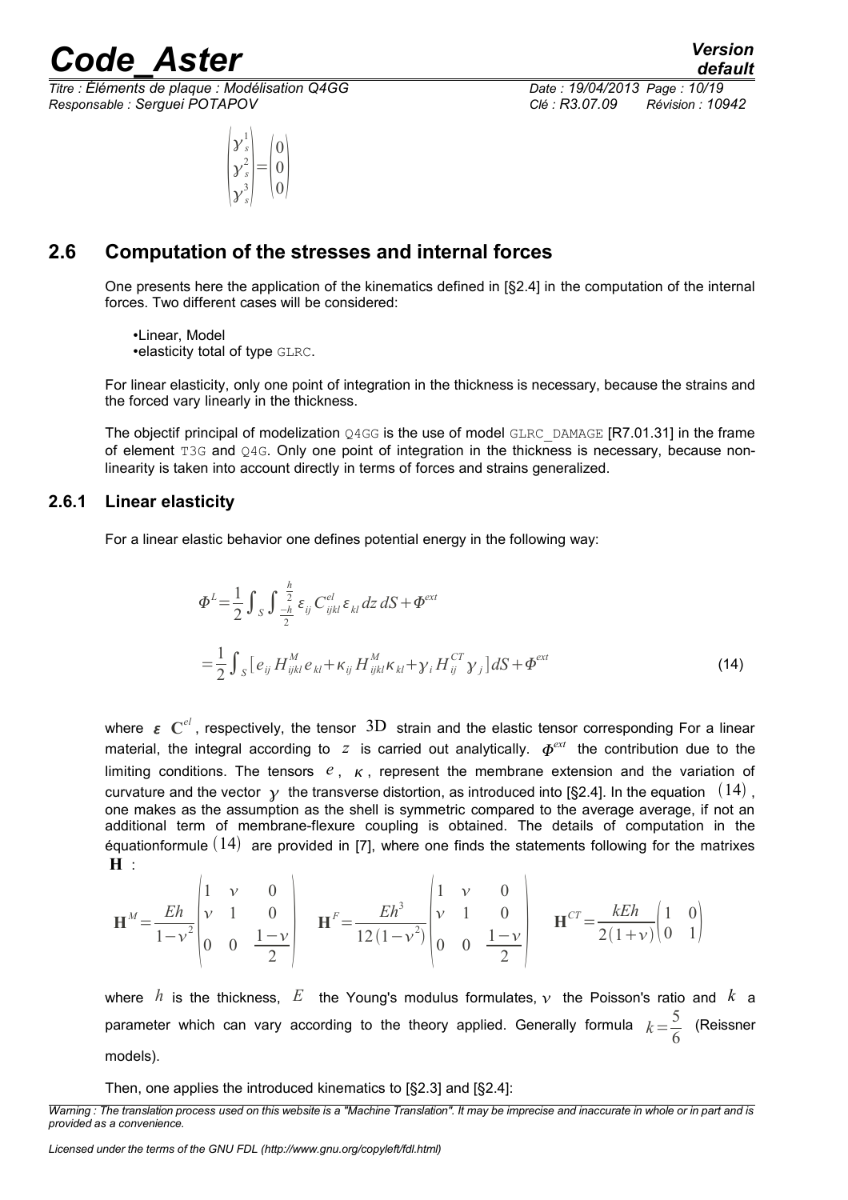$$\begin{pmatrix} \gamma_s^1 \\ \gamma_s^2 \\ \gamma_s^3 \end{pmatrix} = \begin{pmatrix} 0 \\ 0 \\ 0 \end{pmatrix}$$

## 2.6 Computation of the stresses and internal forces

One presents here the application of the kinematics defined in [§2.4] in the computation of the internal forces. Two different cases will be considered:

- Linear, Model
- elasticity total of type GLRC.

For linear elasticity, only one point of integration in the thickness is necessary, because the strains and the forced vary linearly in the thickness.

The objectif principal of modelization Q4GG is the use of model GLRC_DAMAGE [R7.01.31] in the frame of element T3G and Q4G. Only one point of integration in the thickness is necessary, because non-linearity is taken into account directly in terms of forces and strains generalized.

### 2.6.1 Linear elasticity

For a linear elastic behavior one defines potential energy in the following way:

$$\Phi^L = \frac{1}{2} \int_S \int_{\frac{-h}{2}}^{\frac{h}{2}} \varepsilon_{ij} C_{ijkl}^{el} \varepsilon_{kl} \, dz \, dS + \Phi^{ext}$$

$$= \frac{1}{2} \int_S \left[ e_{ij} H_{ijkl}^M e_{kl} + \kappa_{ij} H_{ijkl}^M \kappa_{kl} + \gamma_i H_{ij}^{CT} \gamma_j \right] dS + \Phi^{ext} \quad (14)$$

where $\boldsymbol{\varepsilon}$ $\mathbf{C}^{el}$, respectively, the tensor $3D$ strain and the elastic tensor corresponding For a linear material, the integral according to $z$ is carried out analytically. $\Phi^{ext}$ the contribution due to the limiting conditions. The tensors $e$, $\kappa$, represent the membrane extension and the variation of curvature and the vector $\gamma$ the transverse distortion, as introduced into [§2.4]. In the equation $(14)$, one makes as the assumption as the shell is symmetric compared to the average average, if not an additional term of membrane-flexure coupling is obtained. The details of computation in the équationformule $(14)$ are provided in [7], where one finds the statements following for the matrixes $\mathbf{H}$ :

$$\mathbf{H}^M = \frac{Eh}{1-\nu^2} \begin{pmatrix} 1 & \nu & 0 \\ \nu & 1 & 0 \\ 0 & 0 & \frac{1-\nu}{2} \end{pmatrix} \quad \mathbf{H}^F = \frac{Eh^3}{12(1-\nu^2)} \begin{pmatrix} 1 & \nu & 0 \\ \nu & 1 & 0 \\ 0 & 0 & \frac{1-\nu}{2} \end{pmatrix} \quad \mathbf{H}^{CT} = \frac{kEh}{2(1+\nu)} \begin{pmatrix} 1 & 0 \\ 0 & 1 \end{pmatrix}$$

where $h$ is the thickness, $E$ the Young's modulus formulates, $\nu$ the Poisson's ratio and $k$ a parameter which can vary according to the theory applied. Generally formula $k = \frac{5}{6}$ (Reissner models).

Then, one applies the introduced kinematics to [§2.3] and [§2.4]: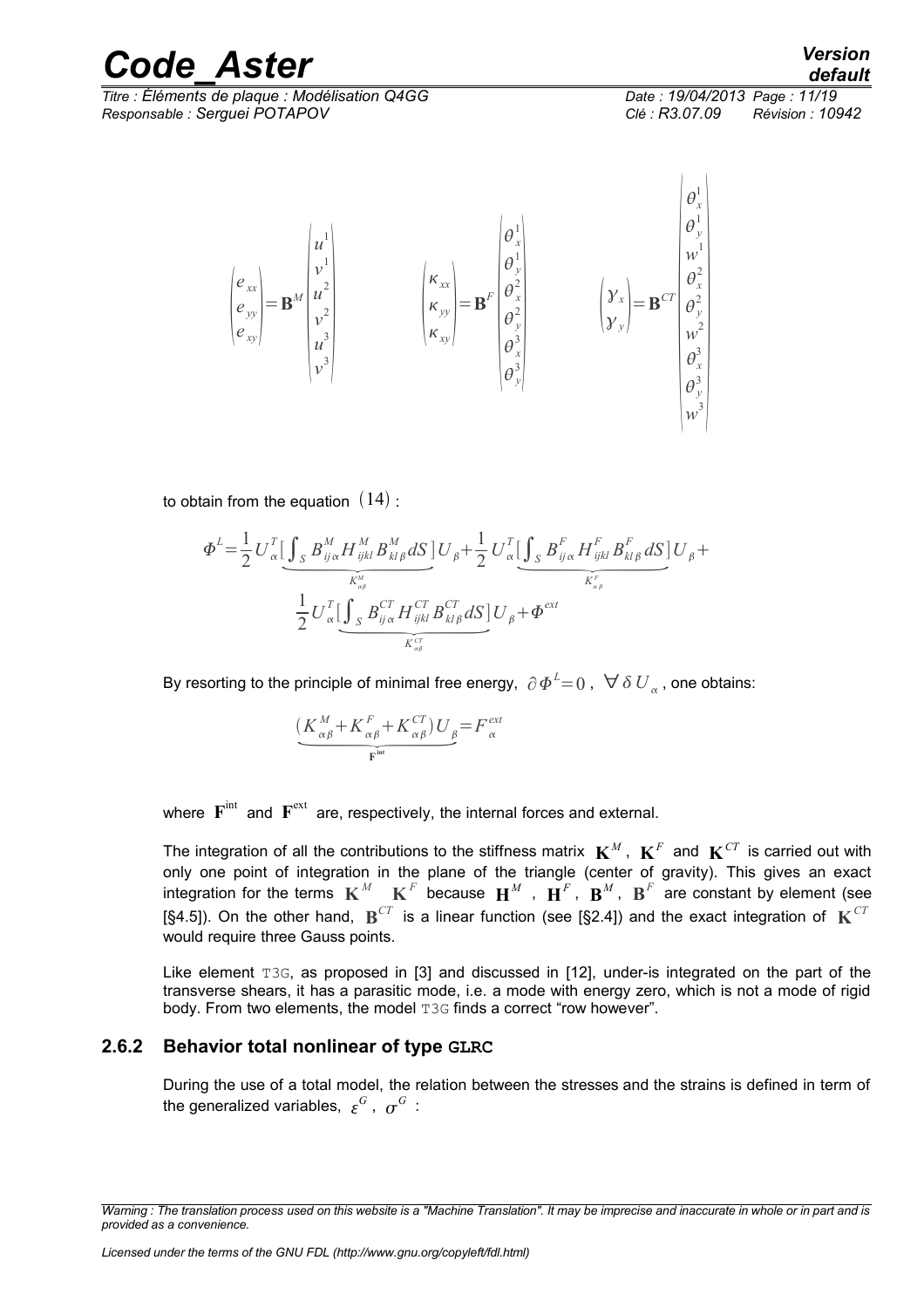$$\begin{pmatrix} e_{xx} \\ e_{yy} \\ e_{xy} \end{pmatrix} = \mathbf{B}^M \begin{pmatrix} u^1 \\ v^1 \\ u^2 \\ v^2 \\ u^3 \\ v^3 \end{pmatrix} \qquad \begin{pmatrix} \kappa_{xx} \\ \kappa_{yy} \\ \kappa_{xy} \end{pmatrix} = \mathbf{B}^F \begin{pmatrix} \theta_x^1 \\ \theta_y^1 \\ \theta_x^2 \\ \theta_y^2 \\ \theta_x^3 \\ \theta_y^3 \end{pmatrix} \qquad \begin{pmatrix} \gamma_x \\ \gamma_y \end{pmatrix} = \mathbf{B}^{CT} \begin{pmatrix} \theta_x^1 \\ \theta_y^1 \\ w^1 \\ \theta_x^2 \\ \theta_y^2 \\ w^2 \\ \theta_x^3 \\ \theta_y^3 \\ w^3 \end{pmatrix}$$

to obtain from the equation $(14)$ :

$$\Phi^L = \frac{1}{2} U_\alpha^T \underbrace{\left[ \int_S B_{ij\alpha}^M H_{ijkl}^M B_{kl\beta}^M dS \right]}_{K_{\alpha\beta}^M} U_\beta + \frac{1}{2} U_\alpha^T \underbrace{\left[ \int_S B_{ij\alpha}^F H_{ijkl}^F B_{kl\beta}^F dS \right]}_{K_{\alpha\beta}^F} U_\beta +$$
$$\frac{1}{2} U_\alpha^T \underbrace{\left[ \int_S B_{ij\alpha}^{CT} H_{ijkl}^{CT} B_{kl\beta}^{CT} dS \right]}_{K_{\alpha\beta}^{CT}} U_\beta + \Phi^{ext}$$

By resorting to the principle of minimal free energy, $\partial \Phi^L = 0$ , $\forall \, \delta U_\alpha$ , one obtains:

$$\underbrace{(K_{\alpha\beta}^M + K_{\alpha\beta}^F + K_{\alpha\beta}^{CT}) U_\beta}_{\mathbf{F}^{\text{int}}} = F_\alpha^{ext}$$

where $\mathbf{F}^{\text{int}}$ and $\mathbf{F}^{\text{ext}}$ are, respectively, the internal forces and external.

The integration of all the contributions to the stiffness matrix $\mathbf{K}^M$, $\mathbf{K}^F$ and $\mathbf{K}^{CT}$ is carried out with only one point of integration in the plane of the triangle (center of gravity). This gives an exact integration for the terms $\mathbf{K}^M$ $\mathbf{K}^F$ because $\mathbf{H}^M$ , $\mathbf{H}^F$, $\mathbf{B}^M$, $\mathbf{B}^F$ are constant by element (see [§4.5]). On the other hand, $\mathbf{B}^{CT}$ is a linear function (see [§2.4]) and the exact integration of $\mathbf{K}^{CT}$ would require three Gauss points.

Like element T3G, as proposed in [3] and discussed in [12], under-is integrated on the part of the transverse shears, it has a parasitic mode, i.e. a mode with energy zero, which is not a mode of rigid body. From two elements, the model T3G finds a correct "row however".

### 2.6.2 Behavior total nonlinear of type **GLRC**

During the use of a total model, the relation between the stresses and the strains is defined in term of the generalized variables, $\varepsilon^G$, $\sigma^G$ :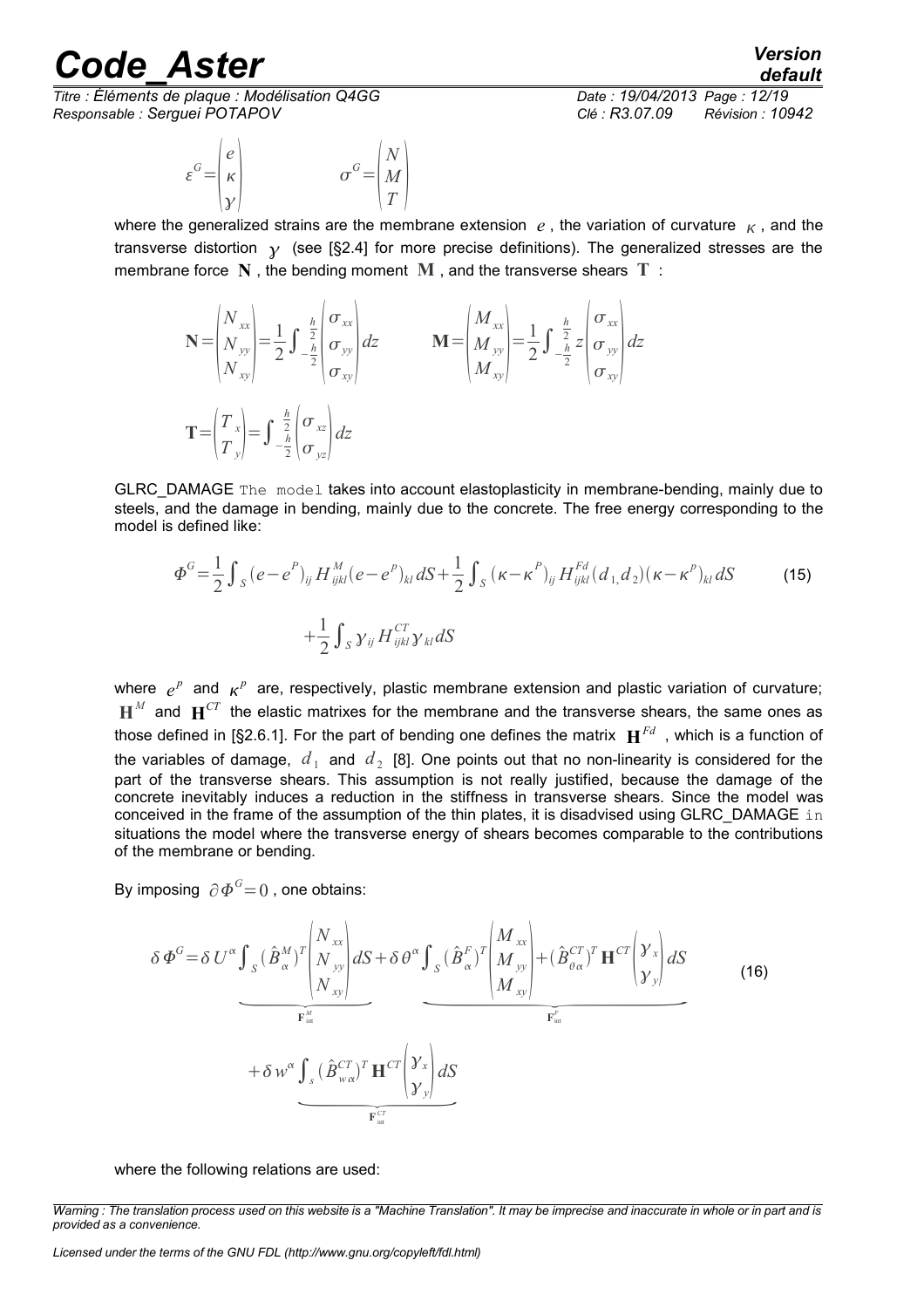$$\varepsilon^G = \begin{pmatrix} e \\ \kappa \\ \gamma \end{pmatrix} \qquad \sigma^G = \begin{pmatrix} N \\ M \\ T \end{pmatrix}$$

where the generalized strains are the membrane extension $e$, the variation of curvature $\kappa$, and the transverse distortion $\gamma$ (see [§2.4] for more precise definitions). The generalized stresses are the membrane force $\mathbf{N}$, the bending moment $\mathbf{M}$, and the transverse shears $\mathbf{T}$ :

$$\mathbf{N} = \begin{pmatrix} N_{xx} \\ N_{yy} \\ N_{xy} \end{pmatrix} = \frac{1}{2} \int_{-\frac{h}{2}}^{\frac{h}{2}} \begin{pmatrix} \sigma_{xx} \\ \sigma_{yy} \\ \sigma_{xy} \end{pmatrix} dz \qquad \mathbf{M} = \begin{pmatrix} M_{xx} \\ M_{yy} \\ M_{xy} \end{pmatrix} = \frac{1}{2} \int_{-\frac{h}{2}}^{\frac{h}{2}} z \begin{pmatrix} \sigma_{xx} \\ \sigma_{yy} \\ \sigma_{xy} \end{pmatrix} dz$$

$$\mathbf{T} = \begin{pmatrix} T_x \\ T_y \end{pmatrix} = \int_{-\frac{h}{2}}^{\frac{h}{2}} \begin{pmatrix} \sigma_{xz} \\ \sigma_{yz} \end{pmatrix} dz$$

GLRC_DAMAGE The model takes into account elastoplasticity in membrane-bending, mainly due to steels, and the damage in bending, mainly due to the concrete. The free energy corresponding to the model is defined like:

$$\Phi^G = \frac{1}{2} \int_S (e - e^P)_{ij} H^M_{ijkl} (e - e^p)_{kl} dS + \frac{1}{2} \int_S (\kappa - \kappa^P)_{ij} H^{Fd}_{ijkl} (d_1, d_2)(\kappa - \kappa^p)_{kl} dS \qquad (15)$$

$$+ \frac{1}{2} \int_S \gamma_{ij} H^{CT}_{ijkl} \gamma_{kl} dS$$

where $e^p$ and $\kappa^p$ are, respectively, plastic membrane extension and plastic variation of curvature; $\mathbf{H}^M$ and $\mathbf{H}^{CT}$ the elastic matrixes for the membrane and the transverse shears, the same ones as those defined in [§2.6.1]. For the part of bending one defines the matrix $\mathbf{H}^{Fd}$ , which is a function of the variables of damage, $d_1$ and $d_2$ [8]. One points out that no non-linearity is considered for the part of the transverse shears. This assumption is not really justified, because the damage of the concrete inevitably induces a reduction in the stiffness in transverse shears. Since the model was conceived in the frame of the assumption of the thin plates, it is disadvised using GLRC_DAMAGE in situations the model where the transverse energy of shears becomes comparable to the contributions of the membrane or bending.

By imposing $\partial \Phi^G = 0$ , one obtains:

$$\delta \Phi^G = \delta U^\alpha \underbrace{\int_S (\hat{B}^M_\alpha)^T \begin{pmatrix} N_{xx} \\ N_{yy} \\ N_{xy} \end{pmatrix} dS}_{\mathbf{F}^M_{\text{int}}} + \delta \theta^\alpha \underbrace{\int_S (\hat{B}^F_\alpha)^T \begin{pmatrix} M_{xx} \\ M_{yy} \\ M_{xy} \end{pmatrix} + (\hat{B}^{CT}_{\theta\alpha})^T \mathbf{H}^{CT} \begin{pmatrix} \gamma_x \\ \gamma_y \end{pmatrix} dS}_{\mathbf{F}^F_{\text{int}}} \qquad (16)$$

$$+ \delta w^\alpha \underbrace{\int_s (\hat{B}^{CT}_{w\alpha})^T \mathbf{H}^{CT} \begin{pmatrix} \gamma_x \\ \gamma_y \end{pmatrix} dS}_{\mathbf{F}^{CT}_{\text{int}}}$$

where the following relations are used: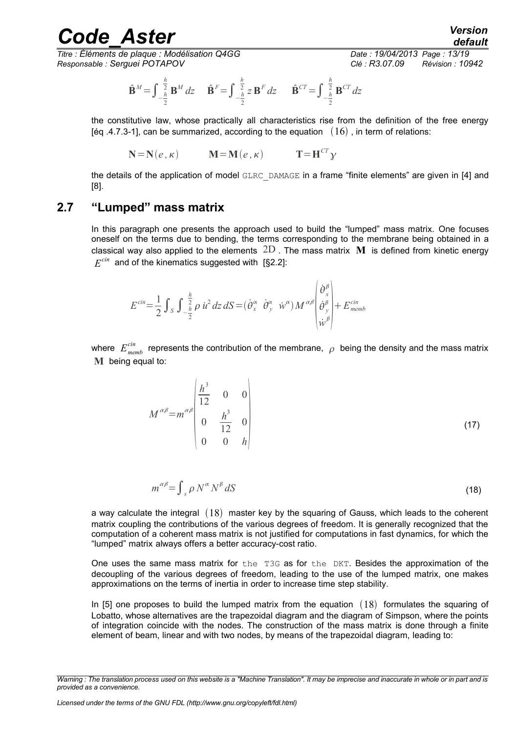$$\hat{\mathbf{B}}^M = \int_{-\frac{h}{2}}^{\frac{h}{2}} \mathbf{B}^M \, dz \quad \hat{\mathbf{B}}^F = \int_{-\frac{h}{2}}^{\frac{h}{2}} z \, \mathbf{B}^F \, dz \quad \hat{\mathbf{B}}^{CT} = \int_{-\frac{h}{2}}^{\frac{h}{2}} \mathbf{B}^{CT} \, dz$$

the constitutive law, whose practically all characteristics rise from the definition of the free energy [éq .4.7.3-1], can be summarized, according to the equation $(16)$, in term of relations:

$$\mathbf{N} = \mathbf{N}(e, \kappa) \qquad \mathbf{M} = \mathbf{M}(e, \kappa) \qquad \mathbf{T} = \mathbf{H}^{CT} \gamma$$

the details of the application of model `GLRC_DAMAGE` in a frame "finite elements" are given in [4] and [8].

## 2.7 "Lumped" mass matrix

In this paragraph one presents the approach used to build the "lumped" mass matrix. One focuses oneself on the terms due to bending, the terms corresponding to the membrane being obtained in a classical way also applied to the elements $2D$. The mass matrix $\mathbf{M}$ is defined from kinetic energy $E^{cin}$ and of the kinematics suggested with [§2.2]:

$$E^{cin} = \frac{1}{2} \int_S \int_{-\frac{h}{2}}^{\frac{h}{2}} \rho \, \dot{u}^2 \, dz \, dS = (\dot{\theta}_x^\alpha \ \ \dot{\theta}_y^\alpha \ \ \dot{w}^\alpha) M^{\alpha\beta} \begin{pmatrix} \dot{\theta}_x^\beta \\ \dot{\theta}_y^\beta \\ \dot{w}^\beta \end{pmatrix} + E_{memb}^{cin}$$

where $E_{memb}^{cin}$ represents the contribution of the membrane, $\rho$ being the density and the mass matrix $\mathbf{M}$ being equal to:

$$M^{\alpha\beta} = m^{\alpha\beta} \begin{pmatrix} \frac{h^3}{12} & 0 & 0 \\ 0 & \frac{h^3}{12} & 0 \\ 0 & 0 & h \end{pmatrix} \tag{17}$$

$$m^{\alpha\beta} = \int_s \rho \, N^\alpha N^\beta \, dS \tag{18}$$

a way calculate the integral $(18)$ master key by the squaring of Gauss, which leads to the coherent matrix coupling the contributions of the various degrees of freedom. It is generally recognized that the computation of a coherent mass matrix is not justified for computations in fast dynamics, for which the "lumped" matrix always offers a better accuracy-cost ratio.

One uses the same mass matrix for `the T3G` as for `the DKT`. Besides the approximation of the decoupling of the various degrees of freedom, leading to the use of the lumped matrix, one makes approximations on the terms of inertia in order to increase time step stability.

In [5] one proposes to build the lumped matrix from the equation $(18)$ formulates the squaring of Lobatto, whose alternatives are the trapezoidal diagram and the diagram of Simpson, where the points of integration coincide with the nodes. The construction of the mass matrix is done through a finite element of beam, linear and with two nodes, by means of the trapezoidal diagram, leading to: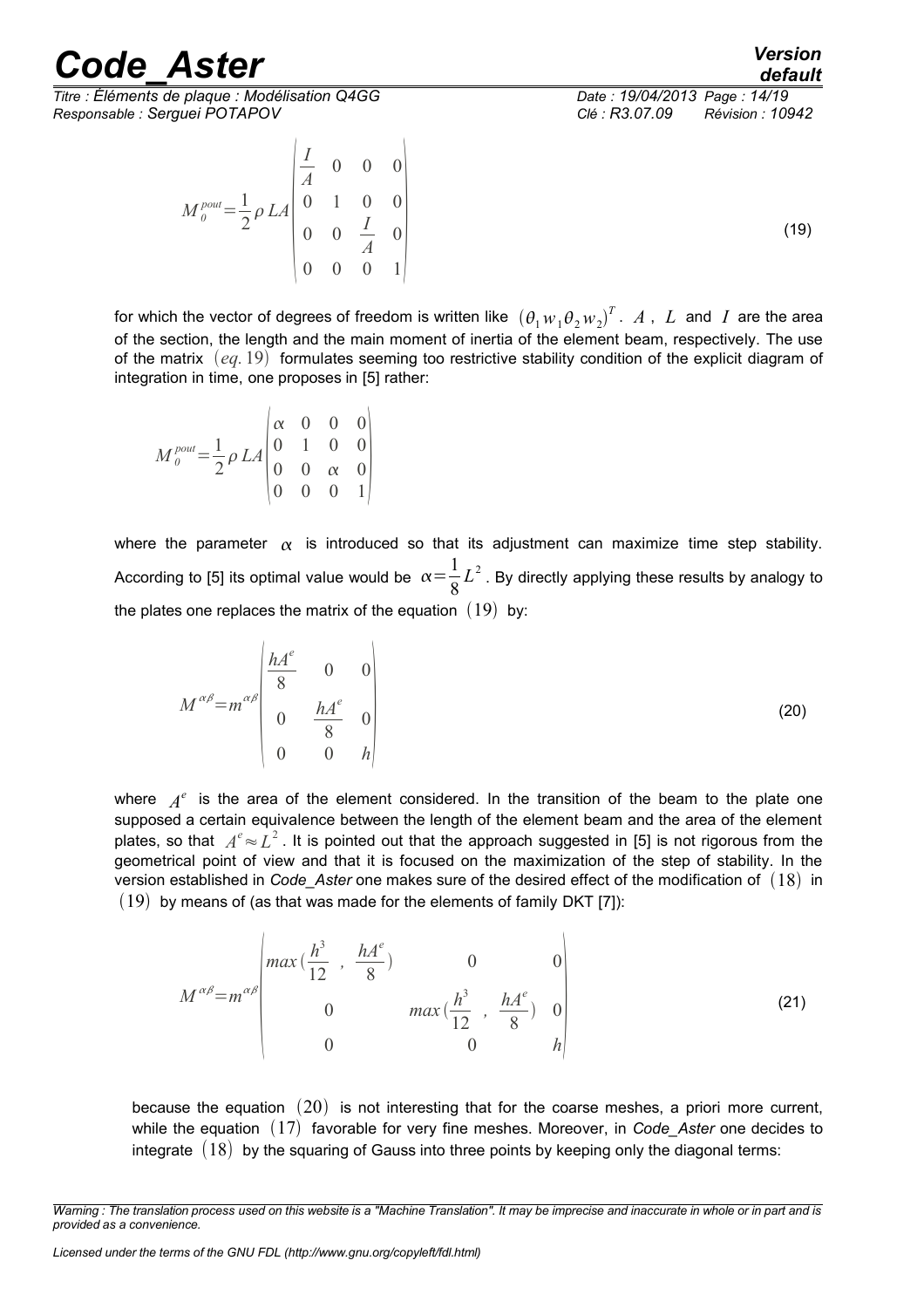$$M_0^{pout} = \frac{1}{2} \rho LA \begin{pmatrix} \frac{I}{A} & 0 & 0 & 0 \\ 0 & 1 & 0 & 0 \\ 0 & 0 & \frac{I}{A} & 0 \\ 0 & 0 & 0 & 1 \end{pmatrix} \tag{19}$$

for which the vector of degrees of freedom is written like $(\theta_1 w_1 \theta_2 w_2)^T$. $A$, $L$ and $I$ are the area of the section, the length and the main moment of inertia of the element beam, respectively. The use of the matrix $(eq.19)$ formulates seeming too restrictive stability condition of the explicit diagram of integration in time, one proposes in [5] rather:

$$M_0^{pout} = \frac{1}{2} \rho LA \begin{pmatrix} \alpha & 0 & 0 & 0 \\ 0 & 1 & 0 & 0 \\ 0 & 0 & \alpha & 0 \\ 0 & 0 & 0 & 1 \end{pmatrix}$$

where the parameter $\alpha$ is introduced so that its adjustment can maximize time step stability. According to [5] its optimal value would be $\alpha = \frac{1}{8} L^2$. By directly applying these results by analogy to the plates one replaces the matrix of the equation $(19)$ by:

$$M^{\alpha\beta} = m^{\alpha\beta} \begin{pmatrix} \frac{hA^e}{8} & 0 & 0 \\ 0 & \frac{hA^e}{8} & 0 \\ 0 & 0 & h \end{pmatrix} \tag{20}$$

where $A^e$ is the area of the element considered. In the transition of the beam to the plate one supposed a certain equivalence between the length of the element beam and the area of the element plates, so that $A^e \approx L^2$. It is pointed out that the approach suggested in [5] is not rigorous from the geometrical point of view and that it is focused on the maximization of the step of stability. In the version established in *Code_Aster* one makes sure of the desired effect of the modification of $(18)$ in $(19)$ by means of (as that was made for the elements of family DKT [7]):

$$M^{\alpha\beta} = m^{\alpha\beta} \begin{pmatrix} max\left(\frac{h^3}{12}, \frac{hA^e}{8}\right) & 0 & 0 \\ 0 & max\left(\frac{h^3}{12}, \frac{hA^e}{8}\right) & 0 \\ 0 & 0 & h \end{pmatrix} \tag{21}$$

because the equation $(20)$ is not interesting that for the coarse meshes, a priori more current, while the equation $(17)$ favorable for very fine meshes. Moreover, in *Code_Aster* one decides to integrate $(18)$ by the squaring of Gauss into three points by keeping only the diagonal terms: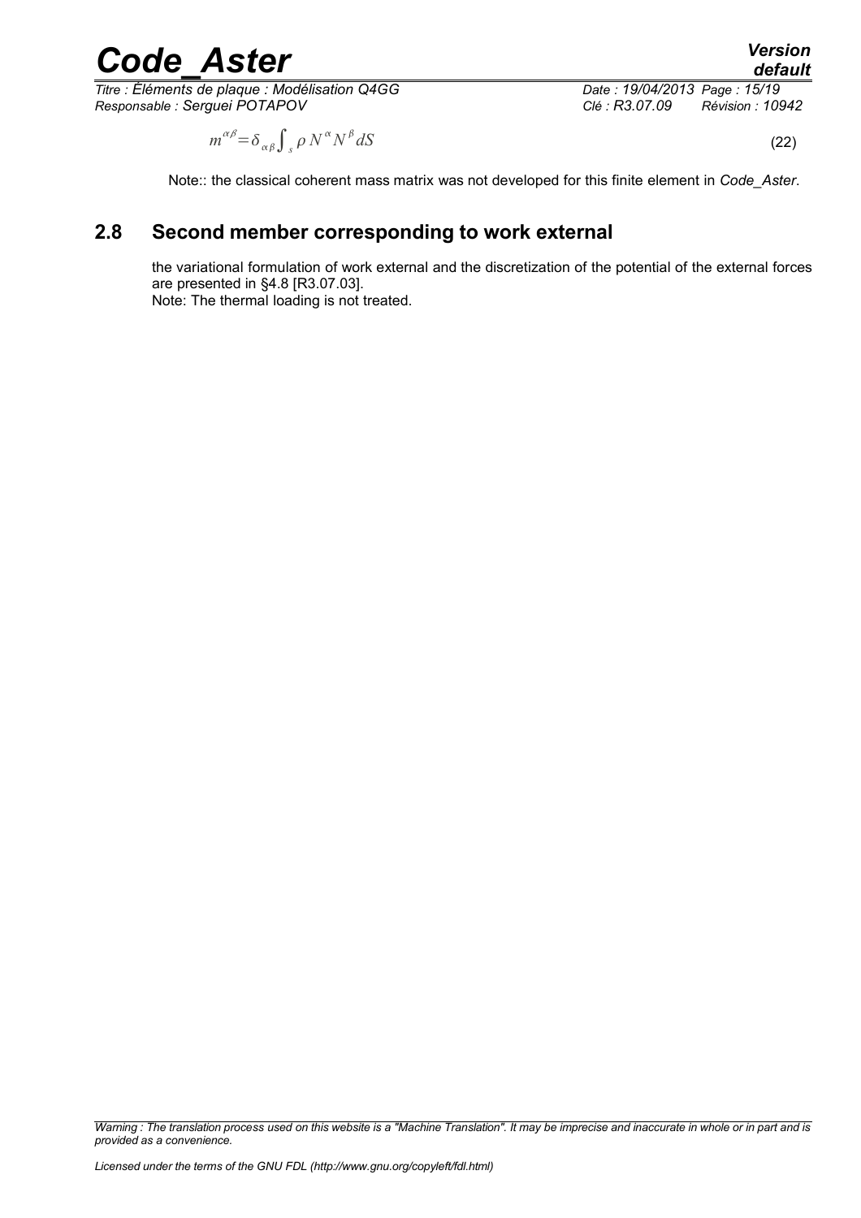$$m^{\alpha\beta}=\delta_{\alpha\beta}\int_{s}\rho N^{\alpha}N^{\beta}dS \quad (22)$$

Note:: the classical coherent mass matrix was not developed for this finite element in *Code_Aster*.

## 2.8 Second member corresponding to work external

the variational formulation of work external and the discretization of the potential of the external forces are presented in §4.8 [R3.07.03].
Note: The thermal loading is not treated.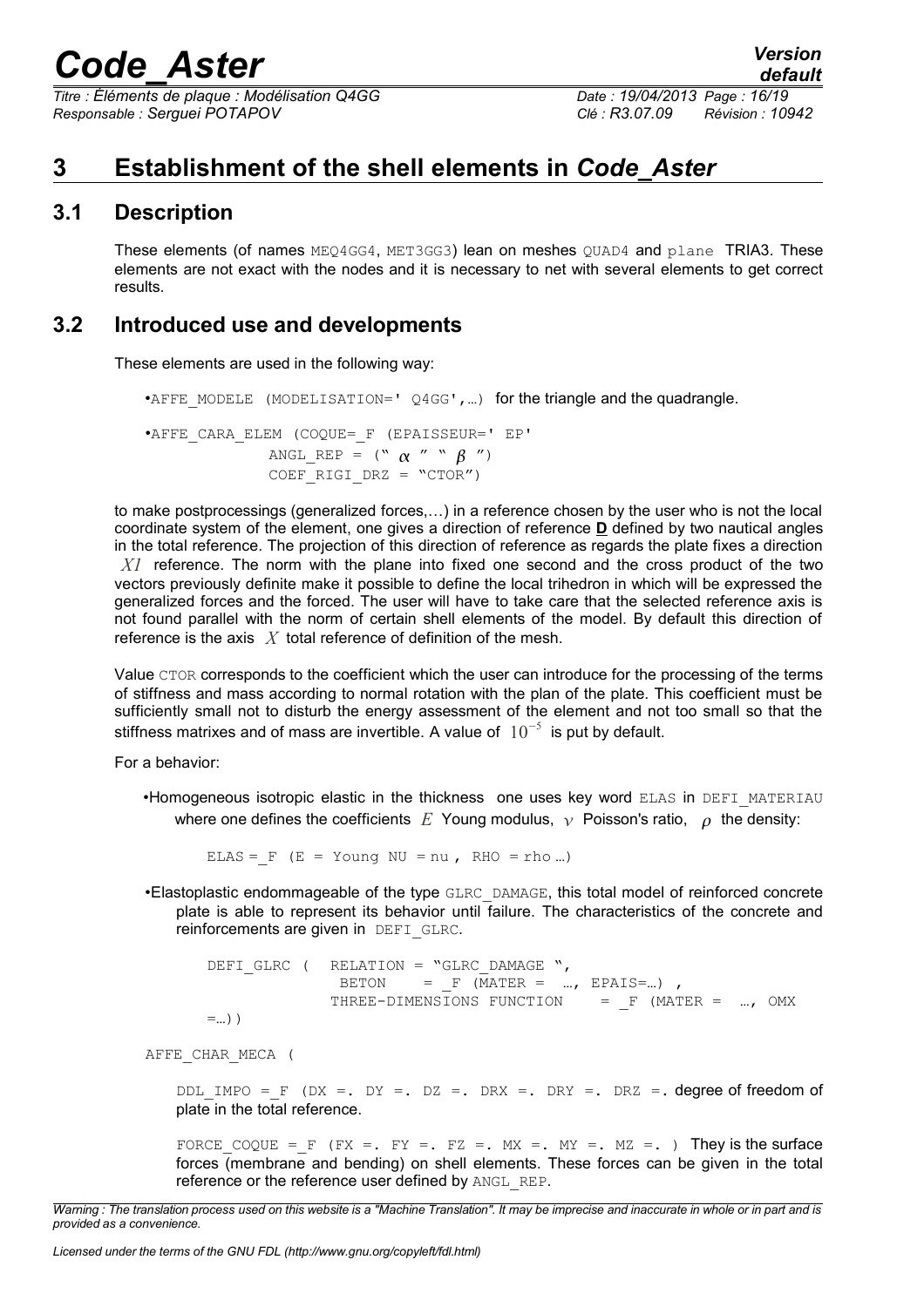# 3 Establishment of the shell elements in *Code_Aster*

## 3.1 Description

These elements (of names MEQ4GG4, MET3GG3) lean on meshes QUAD4 and plane TRIA3. These elements are not exact with the nodes and it is necessary to net with several elements to get correct results.

## 3.2 Introduced use and developments

These elements are used in the following way:

- AFFE_MODELE (MODELISATION=' Q4GG',…) for the triangle and the quadrangle.

- AFFE_CARA_ELEM (COQUE=_F (EPAISSEUR=' EP'
  ANGL_REP = (" $\alpha$ " " $\beta$ ")
  COEF_RIGI_DRZ = "CTOR")

to make postprocessings (generalized forces,…) in a reference chosen by the user who is not the local coordinate system of the element, one gives a direction of reference **D** defined by two nautical angles in the total reference. The projection of this direction of reference as regards the plate fixes a direction $X1$ reference. The norm with the plane into fixed one second and the cross product of the two vectors previously definite make it possible to define the local trihedron in which will be expressed the generalized forces and the forced. The user will have to take care that the selected reference axis is not found parallel with the norm of certain shell elements of the model. By default this direction of reference is the axis $X$ total reference of definition of the mesh.

Value CTOR corresponds to the coefficient which the user can introduce for the processing of the terms of stiffness and mass according to normal rotation with the plan of the plate. This coefficient must be sufficiently small not to disturb the energy assessment of the element and not too small so that the stiffness matrixes and of mass are invertible. A value of $10^{-5}$ is put by default.

For a behavior:

- Homogeneous isotropic elastic in the thickness one uses key word ELAS in DEFI_MATERIAU where one defines the coefficients $E$ Young modulus, $\nu$ Poisson's ratio, $\rho$ the density:

```
ELAS =_F (E = Young NU = nu , RHO = rho …)
```

- Elastoplastic endommageable of the type GLRC_DAMAGE, this total model of reinforced concrete plate is able to represent its behavior until failure. The characteristics of the concrete and reinforcements are given in DEFI_GLRC.

```
DEFI_GLRC (  RELATION = "GLRC_DAMAGE ",
              BETON    = _F (MATER =  …, EPAIS=…) ,
             THREE-DIMENSIONS FUNCTION    = _F (MATER =  …, OMX
=…))
```

AFFE_CHAR_MECA (

DDL_IMPO =_F (DX =. DY =. DZ =. DRX =. DRY =. DRZ =. degree of freedom of plate in the total reference.

FORCE_COQUE =_F (FX =. FY =. FZ =. MX =. MY =. MZ =. ) They is the surface forces (membrane and bending) on shell elements. These forces can be given in the total reference or the reference user defined by ANGL_REP.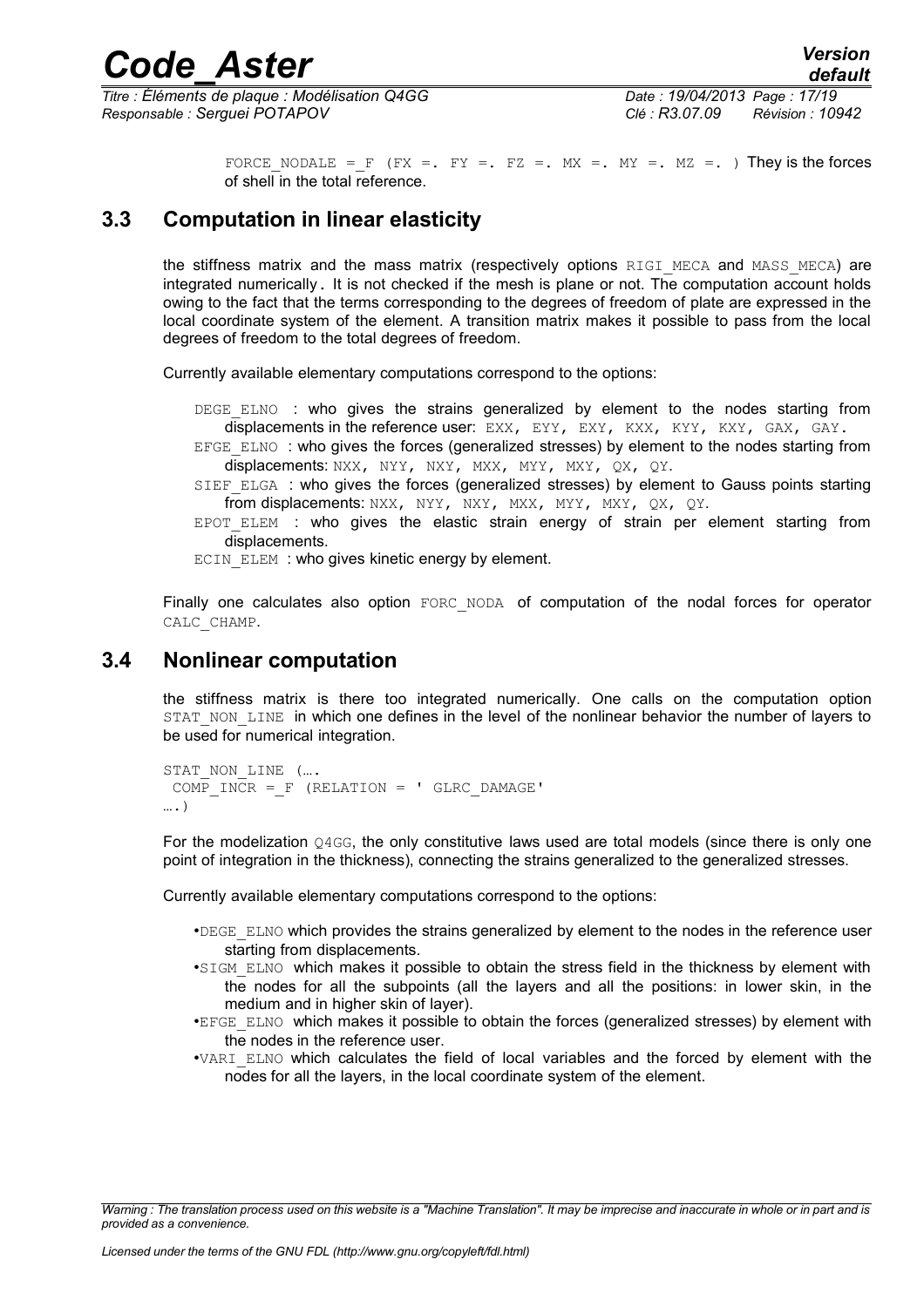`FORCE_NODALE = _F (FX =. FY =. FZ =. MX =. MY =. MZ =. )` They is the forces of shell in the total reference.

## 3.3 Computation in linear elasticity

the stiffness matrix and the mass matrix (respectively options `RIGI_MECA` and `MASS_MECA`) are integrated numerically. It is not checked if the mesh is plane or not. The computation account holds owing to the fact that the terms corresponding to the degrees of freedom of plate are expressed in the local coordinate system of the element. A transition matrix makes it possible to pass from the local degrees of freedom to the total degrees of freedom.

Currently available elementary computations correspond to the options:

- `DEGE_ELNO` : who gives the strains generalized by element to the nodes starting from displacements in the reference user: `EXX, EYY, EXY, KXX, KYY, KXY, GAX, GAY.`
- `EFGE_ELNO` : who gives the forces (generalized stresses) by element to the nodes starting from displacements: `NXX, NYY, NXY, MXX, MYY, MXY, QX, QY`.
- `SIEF_ELGA` : who gives the forces (generalized stresses) by element to Gauss points starting from displacements: `NXX, NYY, NXY, MXX, MYY, MXY, QX, QY`.
- `EPOT_ELEM` : who gives the elastic strain energy of strain per element starting from displacements.
- `ECIN_ELEM` : who gives kinetic energy by element.

Finally one calculates also option `FORC_NODA` of computation of the nodal forces for operator `CALC_CHAMP`.

## 3.4 Nonlinear computation

the stiffness matrix is there too integrated numerically. One calls on the computation option `STAT_NON_LINE` in which one defines in the level of the nonlinear behavior the number of layers to be used for numerical integration.

```
STAT_NON_LINE (….
 COMP_INCR =_F (RELATION = ' GLRC_DAMAGE'
….)
```

For the modelization `Q4GG`, the only constitutive laws used are total models (since there is only one point of integration in the thickness), connecting the strains generalized to the generalized stresses.

Currently available elementary computations correspond to the options:

- `DEGE_ELNO` which provides the strains generalized by element to the nodes in the reference user starting from displacements.
- `SIGM_ELNO` which makes it possible to obtain the stress field in the thickness by element with the nodes for all the subpoints (all the layers and all the positions: in lower skin, in the medium and in higher skin of layer).
- `EFGE_ELNO` which makes it possible to obtain the forces (generalized stresses) by element with the nodes in the reference user.
- `VARI_ELNO` which calculates the field of local variables and the forced by element with the nodes for all the layers, in the local coordinate system of the element.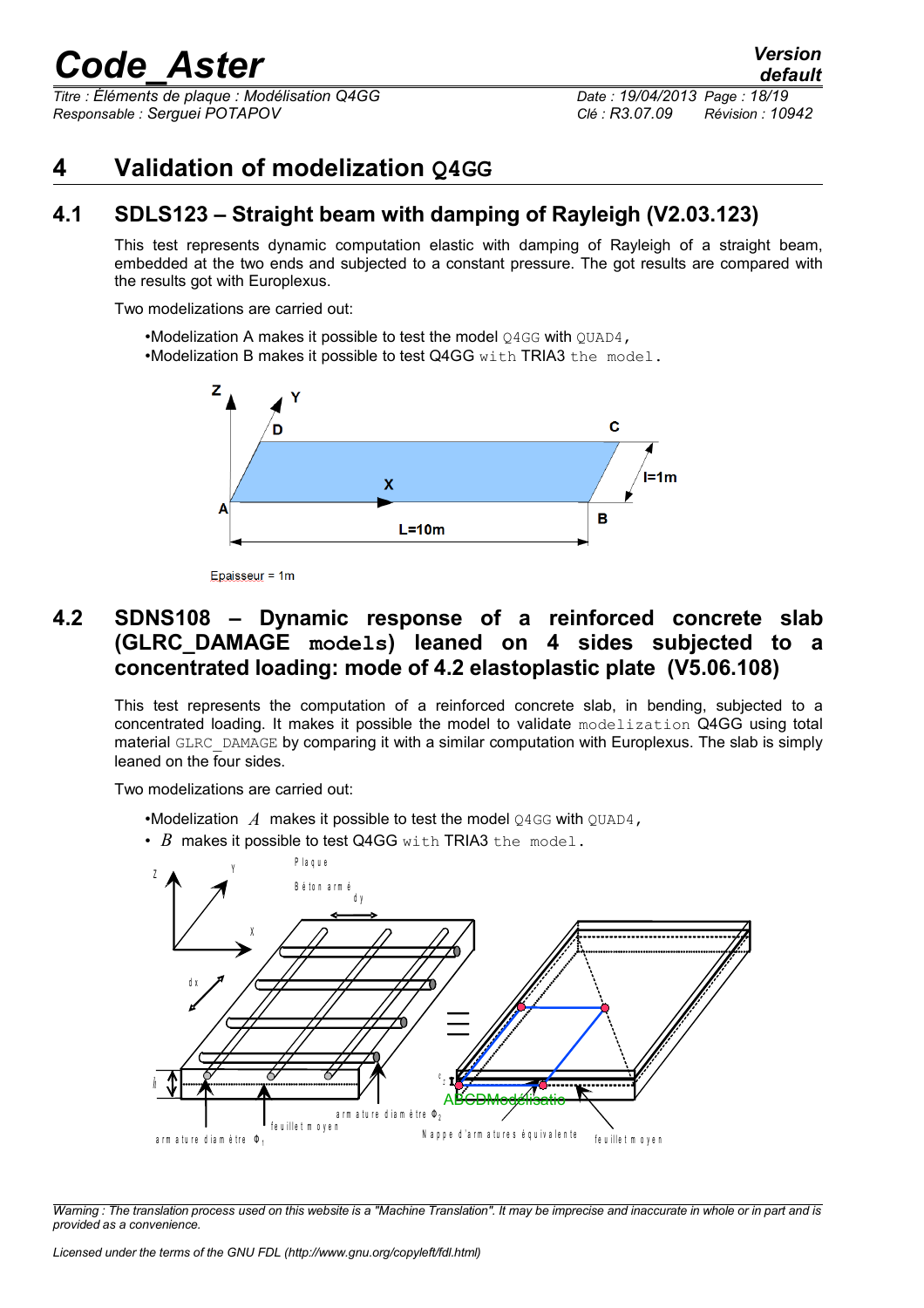# 4 Validation of modelization Q4GG

## 4.1 SDLS123 – Straight beam with damping of Rayleigh (V2.03.123)

This test represents dynamic computation elastic with damping of Rayleigh of a straight beam, embedded at the two ends and subjected to a constant pressure. The got results are compared with the results got with Europlexus.

Two modelizations are carried out:

- •Modelization A makes it possible to test the model Q4GG with QUAD4,
- •Modelization B makes it possible to test Q4GG with TRIA3 the model.

Epaisseur = 1m

## 4.2 SDNS108 – Dynamic response of a reinforced concrete slab (GLRC_DAMAGE models) leaned on 4 sides subjected to a concentrated loading: mode of 4.2 elastoplastic plate (V5.06.108)

This test represents the computation of a reinforced concrete slab, in bending, subjected to a concentrated loading. It makes it possible the model to validate modelization Q4GG using total material GLRC_DAMAGE by comparing it with a similar computation with Europlexus. The slab is simply leaned on the four sides.

Two modelizations are carried out:

- •Modelization $A$ makes it possible to test the model Q4GG with QUAD4,
- • $B$ makes it possible to test Q4GG with TRIA3 the model.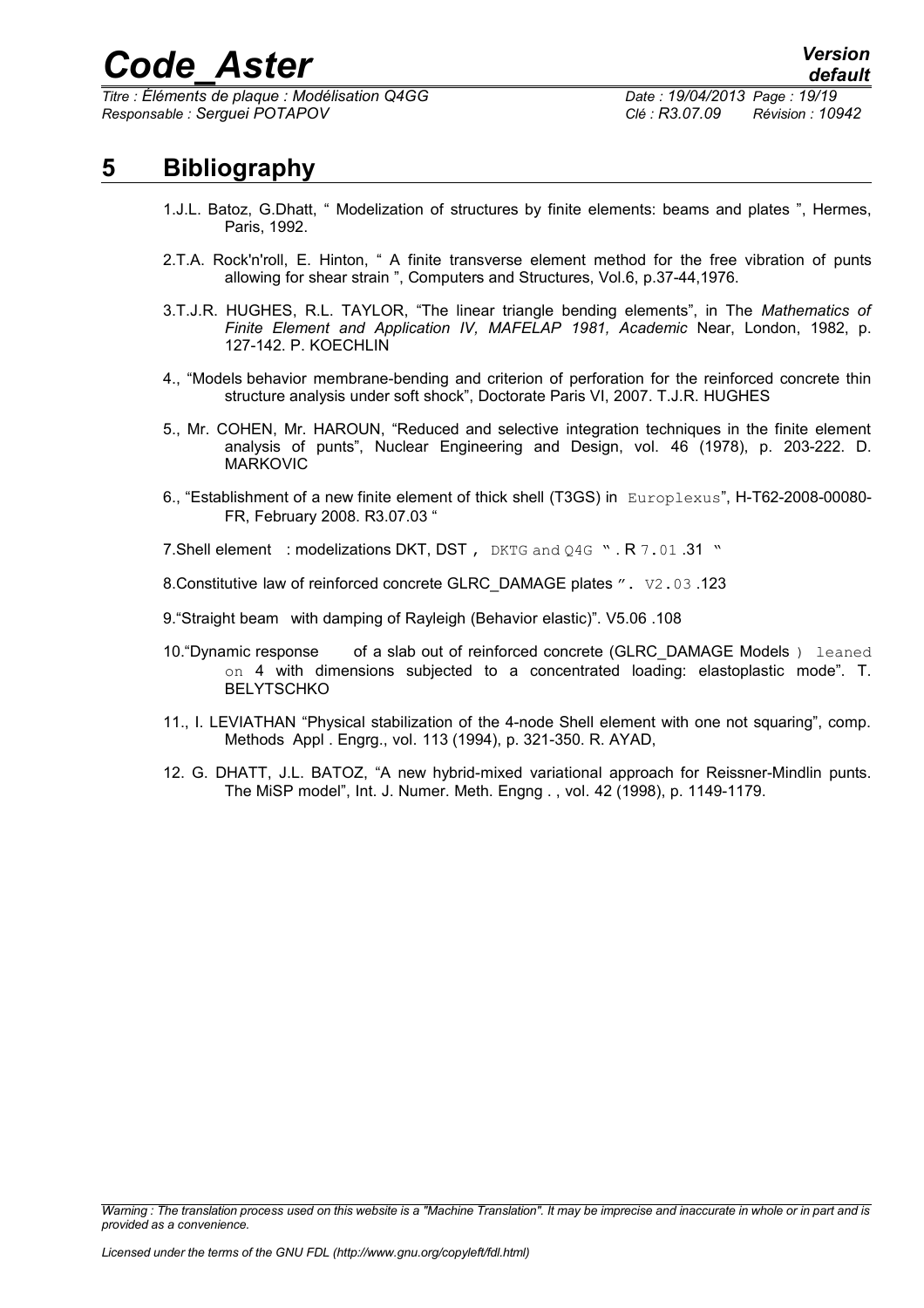# 5 Bibliography

1. J.L. Batoz, G.Dhatt, " Modelization of structures by finite elements: beams and plates ", Hermes, Paris, 1992.

2. T.A. Rock'n'roll, E. Hinton, " A finite transverse element method for the free vibration of punts allowing for shear strain ", Computers and Structures, Vol.6, p.37-44,1976.

3. T.J.R. HUGHES, R.L. TAYLOR, "The linear triangle bending elements", in The *Mathematics of Finite Element and Application IV, MAFELAP 1981, Academic* Near, London, 1982, p. 127-142. P. KOECHLIN

4. ., "Models behavior membrane-bending and criterion of perforation for the reinforced concrete thin structure analysis under soft shock", Doctorate Paris VI, 2007. T.J.R. HUGHES

5. ., Mr. COHEN, Mr. HAROUN, "Reduced and selective integration techniques in the finite element analysis of punts", Nuclear Engineering and Design, vol. 46 (1978), p. 203-222. D. MARKOVIC

6. ., "Establishment of a new finite element of thick shell (T3GS) in Europlexus", H-T62-2008-00080-FR, February 2008. R3.07.03 "

7. Shell element : modelizations DKT, DST , DKTG and Q4G " . R 7.01 .31 "

8. Constitutive law of reinforced concrete GLRC_DAMAGE plates ". V2.03 .123

9. "Straight beam with damping of Rayleigh (Behavior elastic)". V5.06 .108

10. "Dynamic response of a slab out of reinforced concrete (GLRC_DAMAGE Models ) leaned on 4 with dimensions subjected to a concentrated loading: elastoplastic mode". T. BELYTSCHKO

11. ., I. LEVIATHAN "Physical stabilization of the 4-node Shell element with one not squaring", comp. Methods Appl . Engrg., vol. 113 (1994), p. 321-350. R. AYAD,

12. G. DHATT, J.L. BATOZ, "A new hybrid-mixed variational approach for Reissner-Mindlin punts. The MiSP model", Int. J. Numer. Meth. Engng . , vol. 42 (1998), p. 1149-1179.